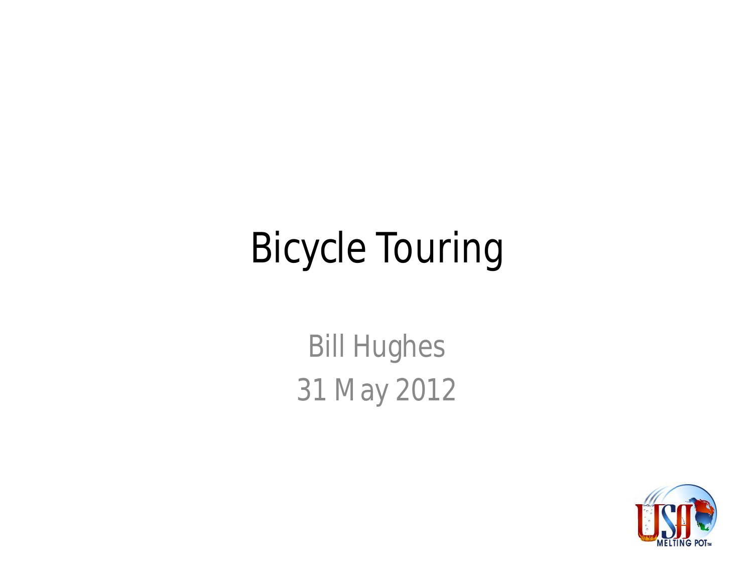# Bicycle Touring

Bill Hughes

31 May 2012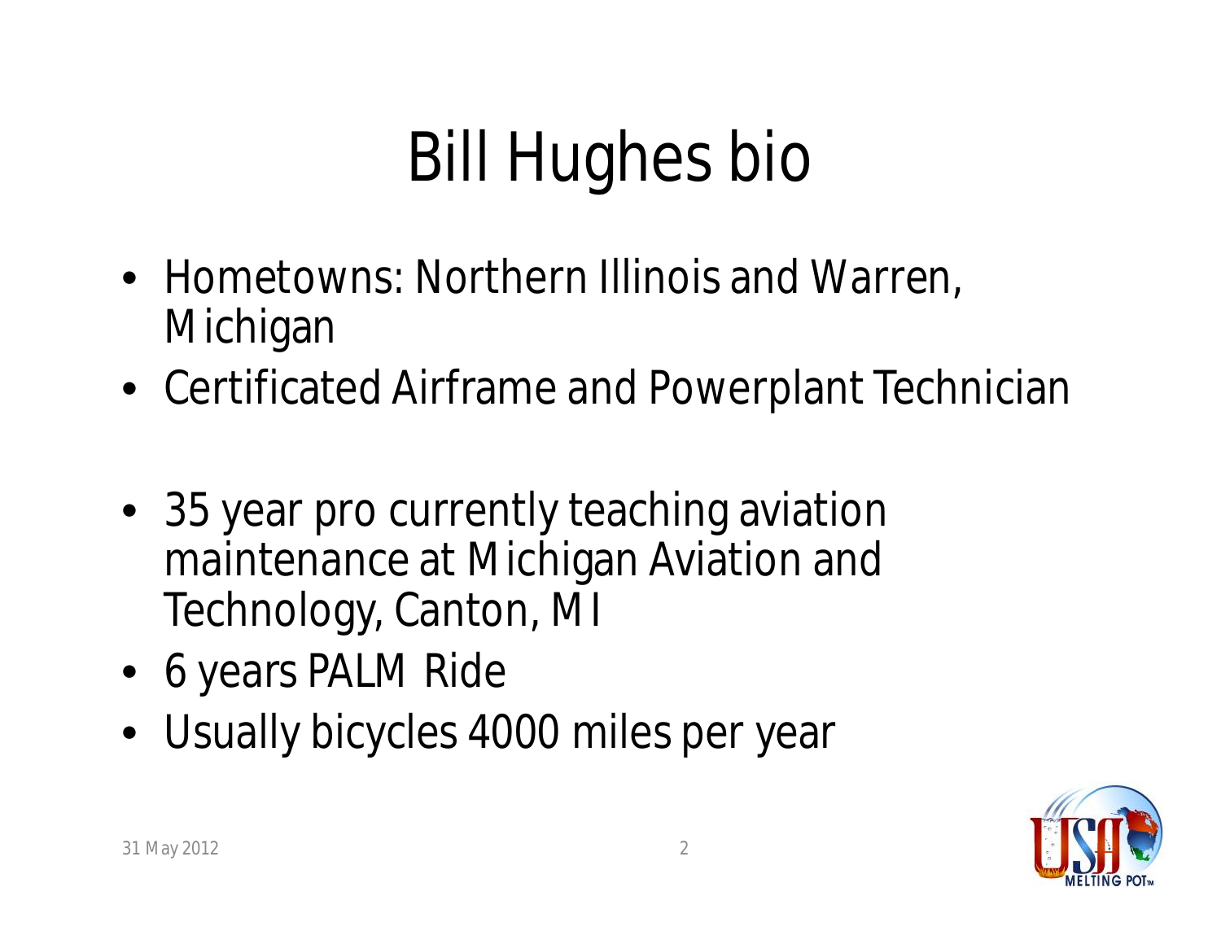# Bill Hughes bio

- Hometowns: Northern Illinois and Warren, Michigan
- Certificated Airframe and Powerplant Technician
- 35 year pro currently teaching aviation maintenance at Michigan Aviation and Technology, Canton, MI
- 6 years PALM Ride
- Usually bicycles 4000 miles per year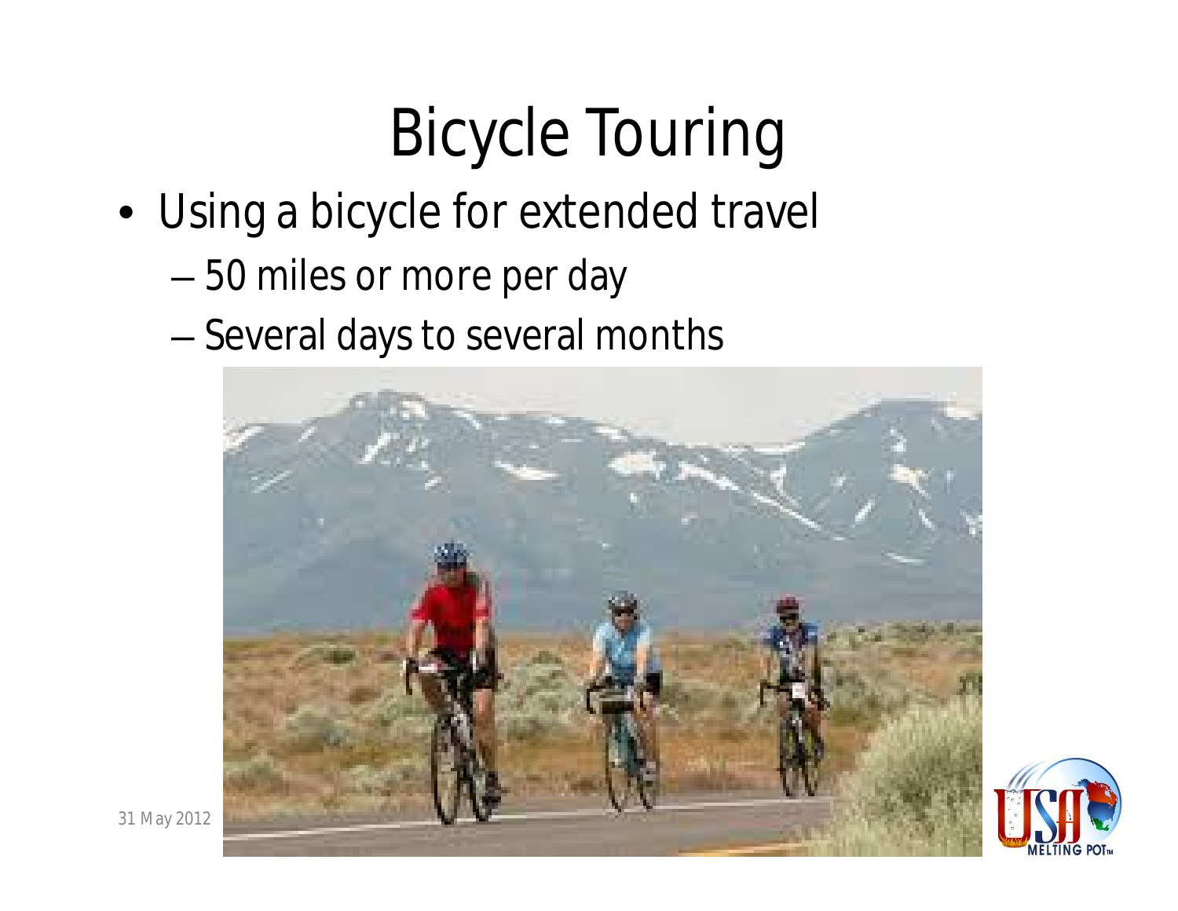# Bicycle Touring

- Using a bicycle for extended travel
  - 50 miles or more per day
  - Several days to several months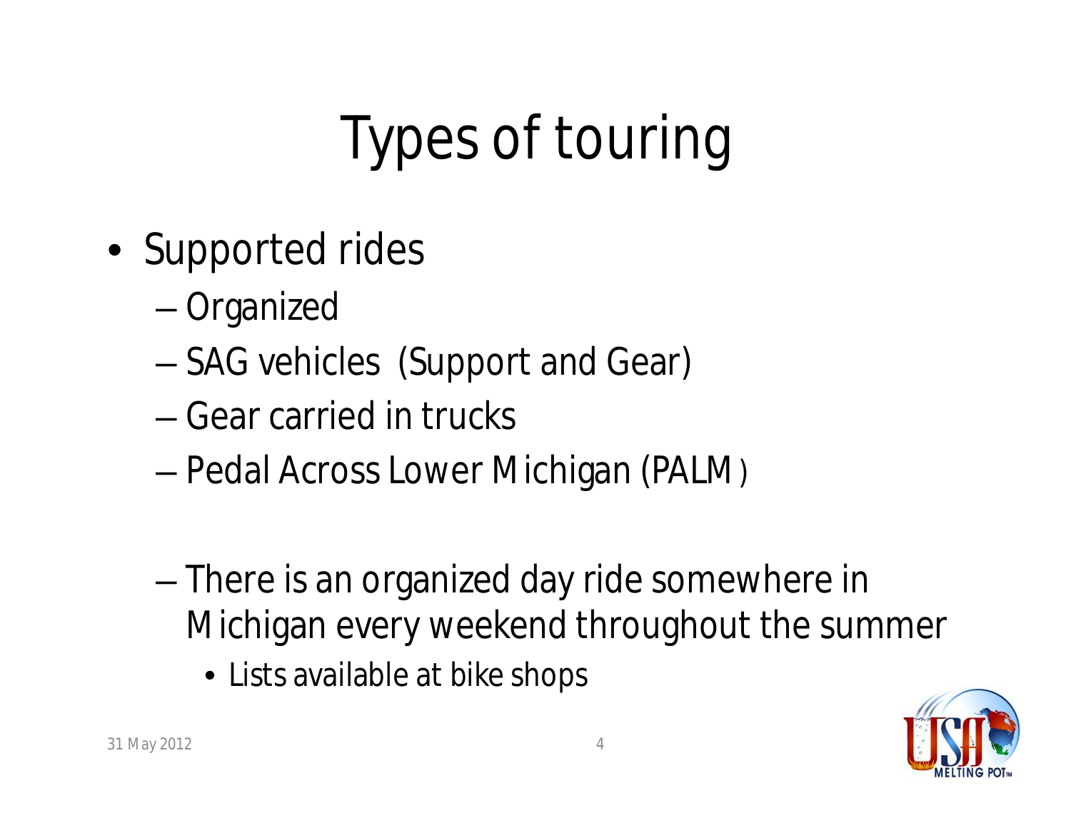# Types of touring

- Supported rides
  - Organized
  - SAG vehicles (Support and Gear)
  - Gear carried in trucks
  - Pedal Across Lower Michigan (PALM)
  - There is an organized day ride somewhere in Michigan every weekend throughout the summer
    - Lists available at bike shops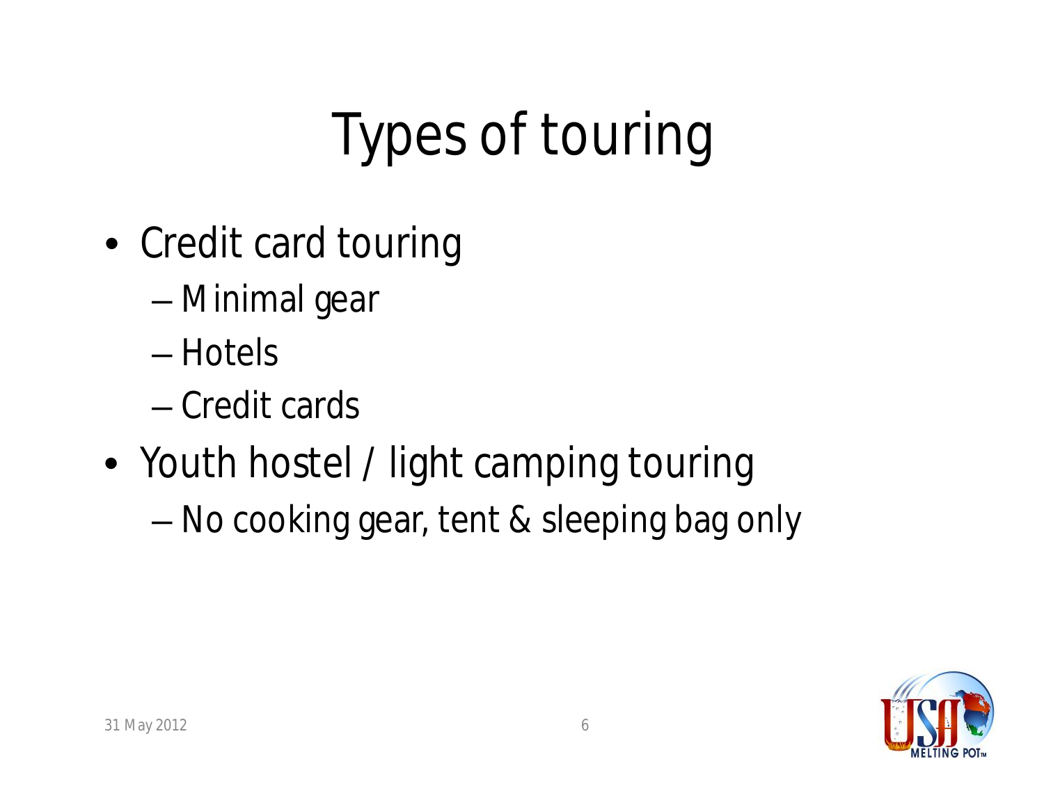# Types of touring

- Credit card touring
  - Minimal gear
  - Hotels
  - Credit cards
- Youth hostel / light camping touring
  - No cooking gear, tent & sleeping bag only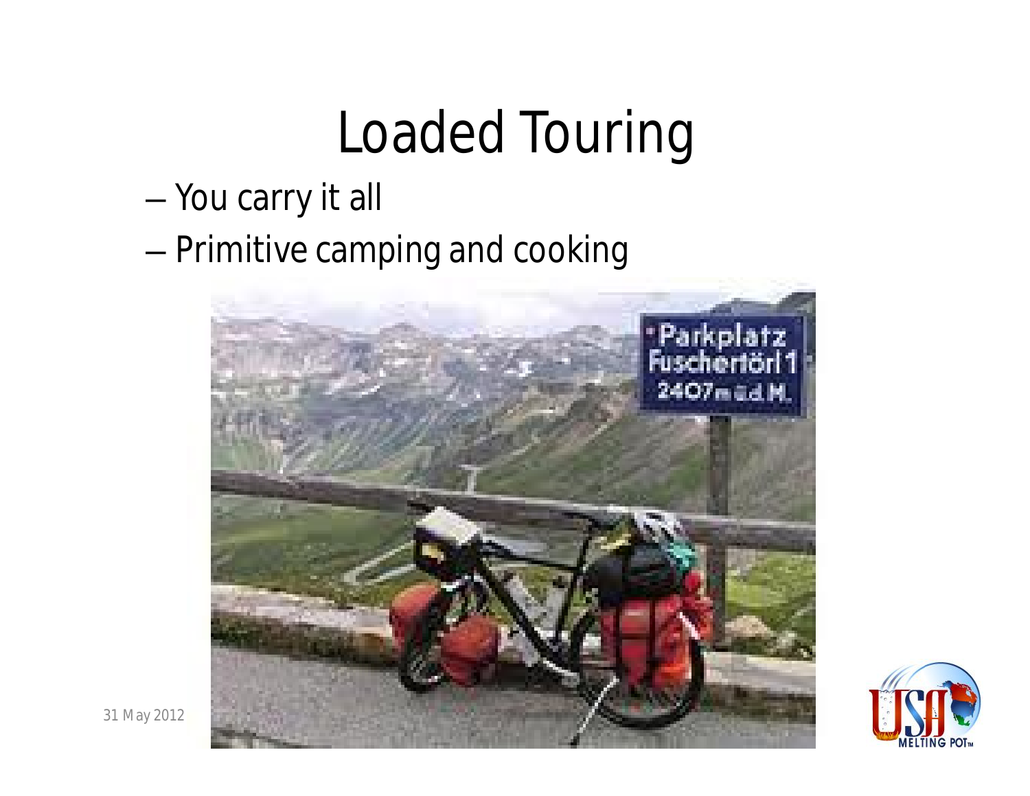# Loaded Touring

- You carry it all
- Primitive camping and cooking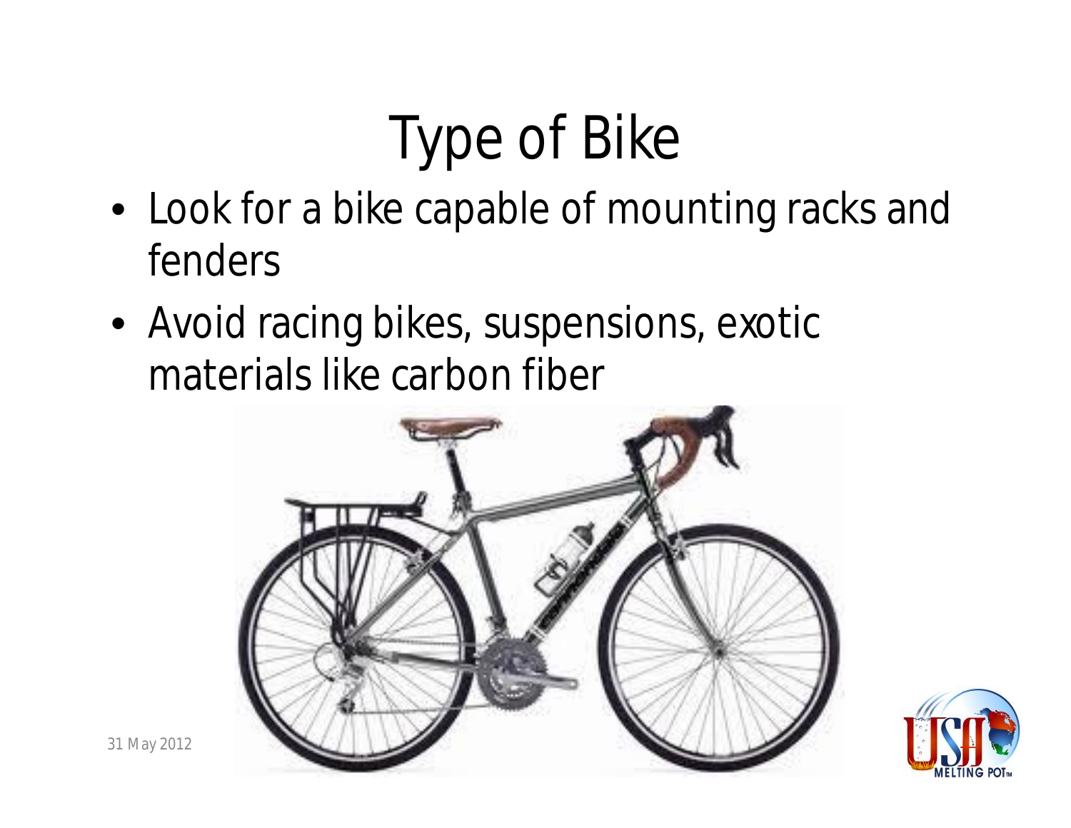# Type of Bike

- Look for a bike capable of mounting racks and fenders
- Avoid racing bikes, suspensions, exotic materials like carbon fiber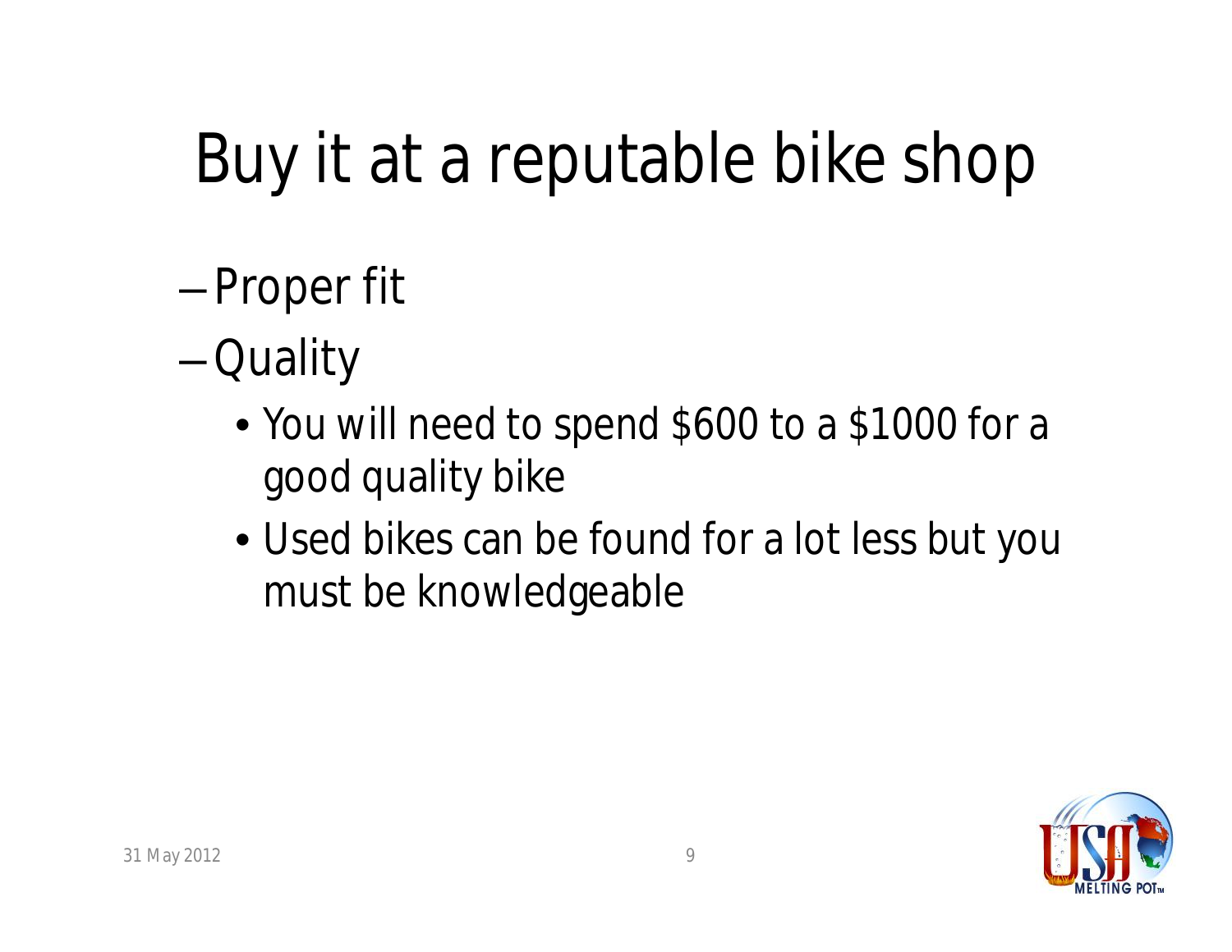# Buy it at a reputable bike shop

- Proper fit
- Quality
  - You will need to spend $600 to a $1000 for a good quality bike
  - Used bikes can be found for a lot less but you must be knowledgeable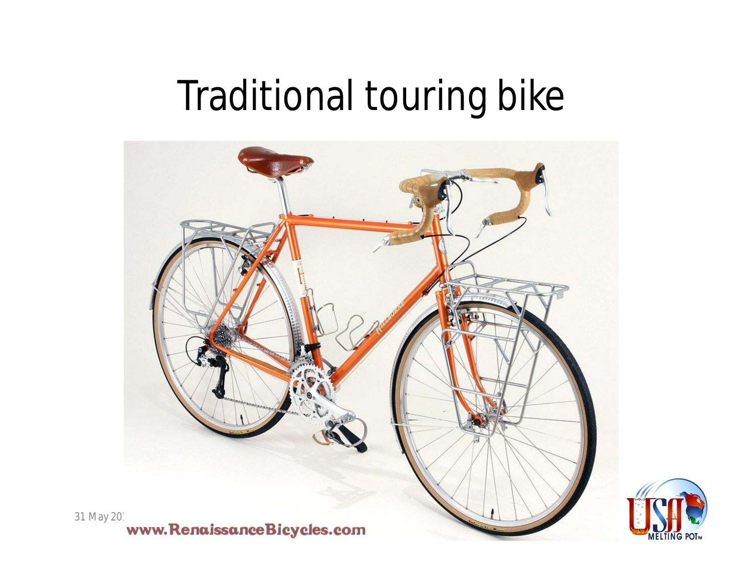# Traditional touring bike

www.RenaissanceBicycles.com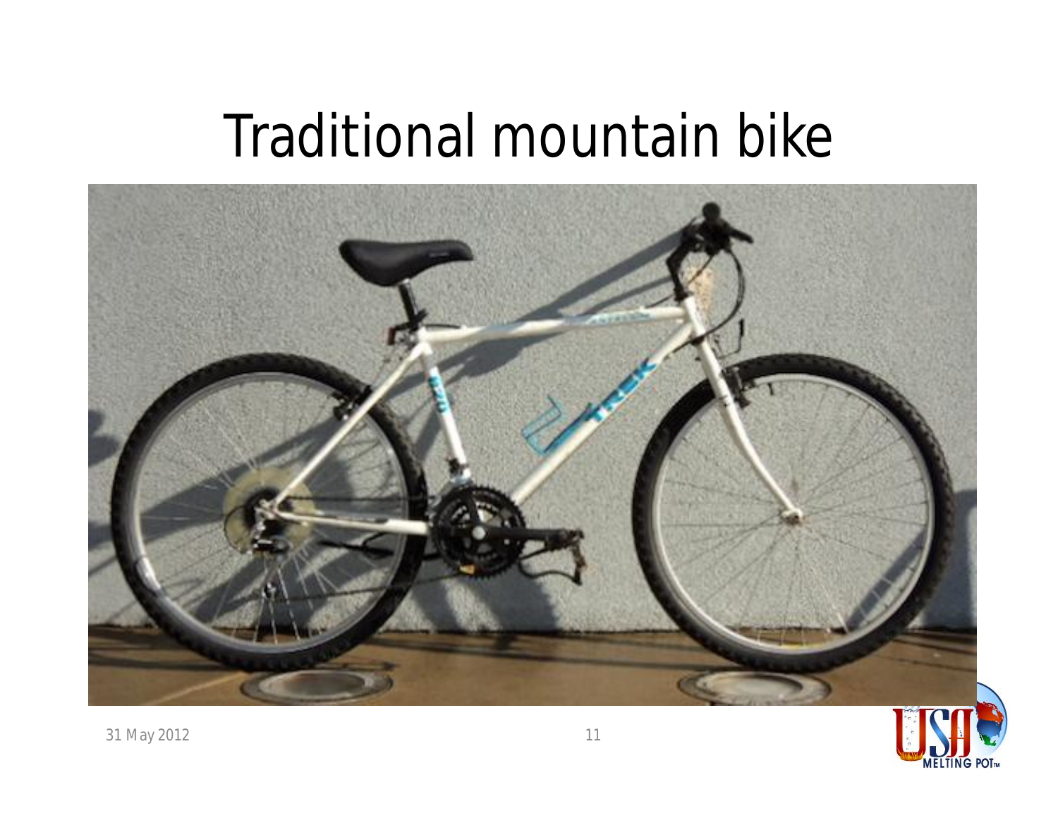# Traditional mountain bike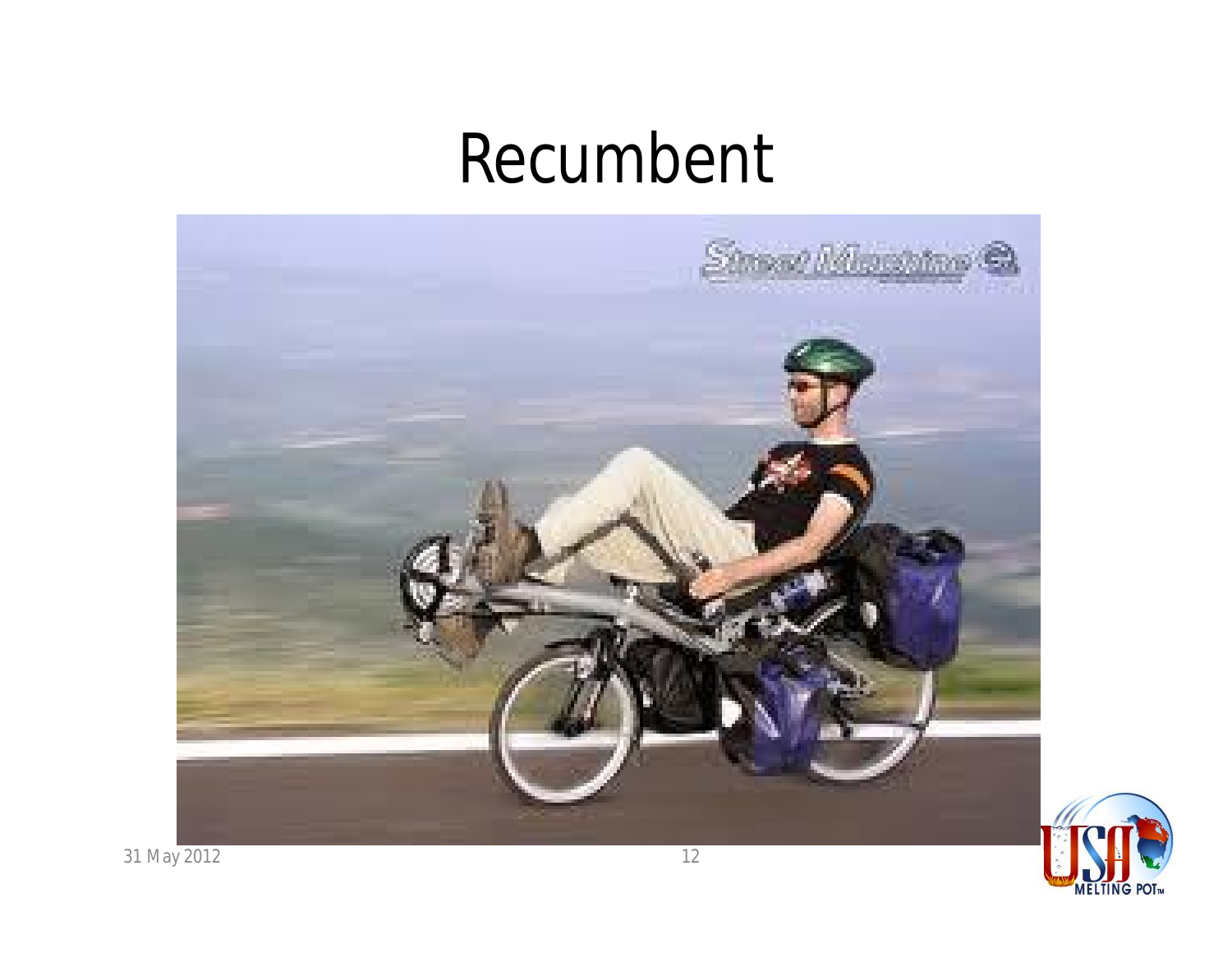# Recumbent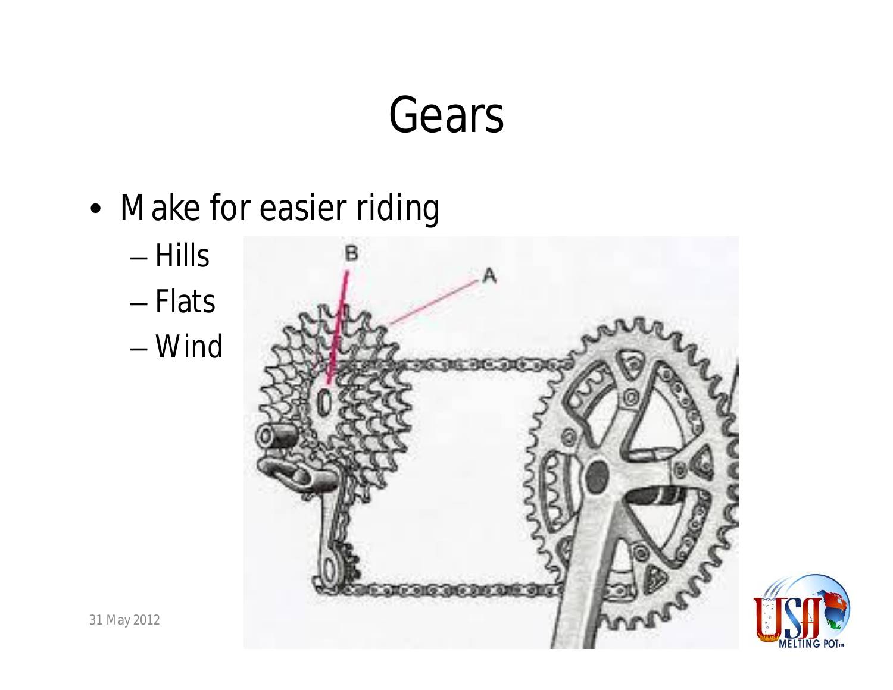# Gears

- Make for easier riding
  - Hills
  - Flats
  - Wind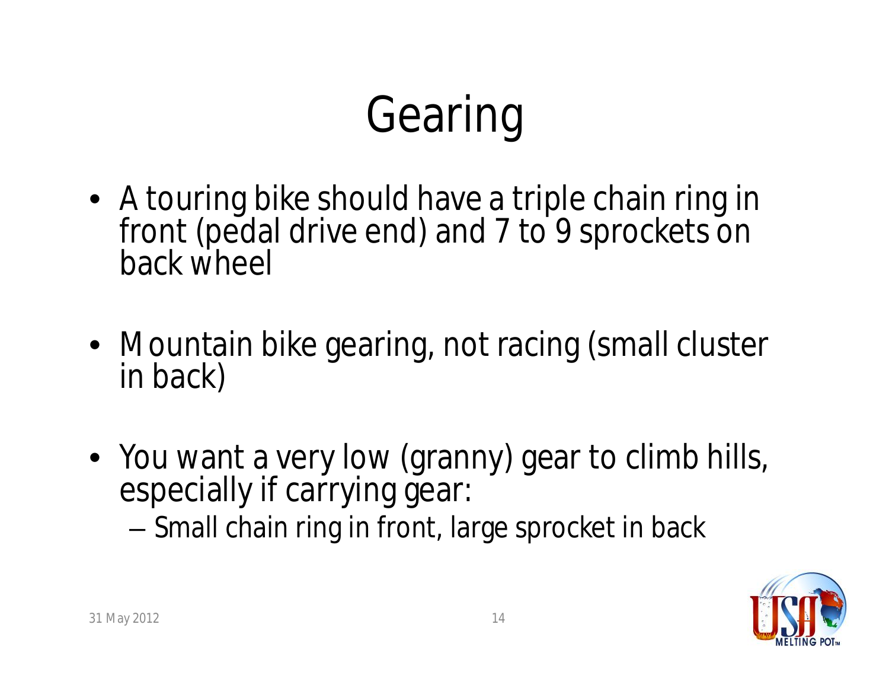# Gearing

- A touring bike should have a triple chain ring in front (pedal drive end) and 7 to 9 sprockets on back wheel
- Mountain bike gearing, not racing (small cluster in back)
- You want a very low (granny) gear to climb hills, especially if carrying gear:
  - Small chain ring in front, large sprocket in back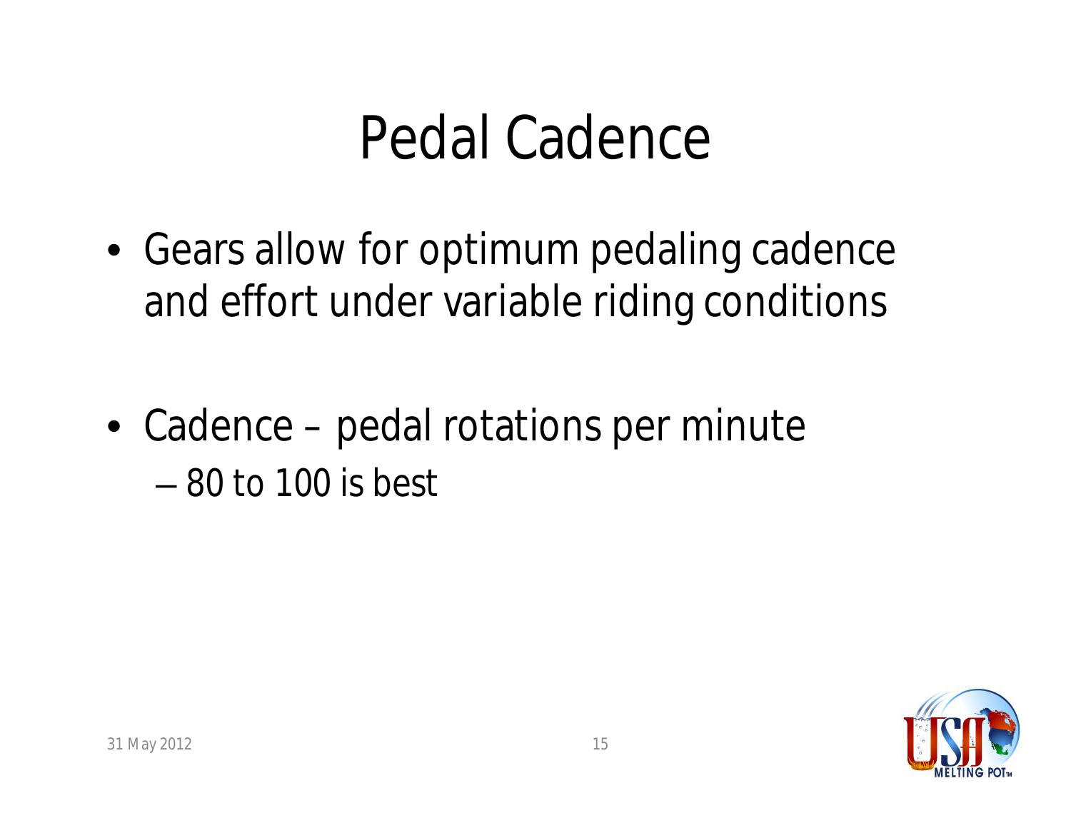# Pedal Cadence

- Gears allow for optimum pedaling cadence and effort under variable riding conditions

- Cadence – pedal rotations per minute
  - 80 to 100 is best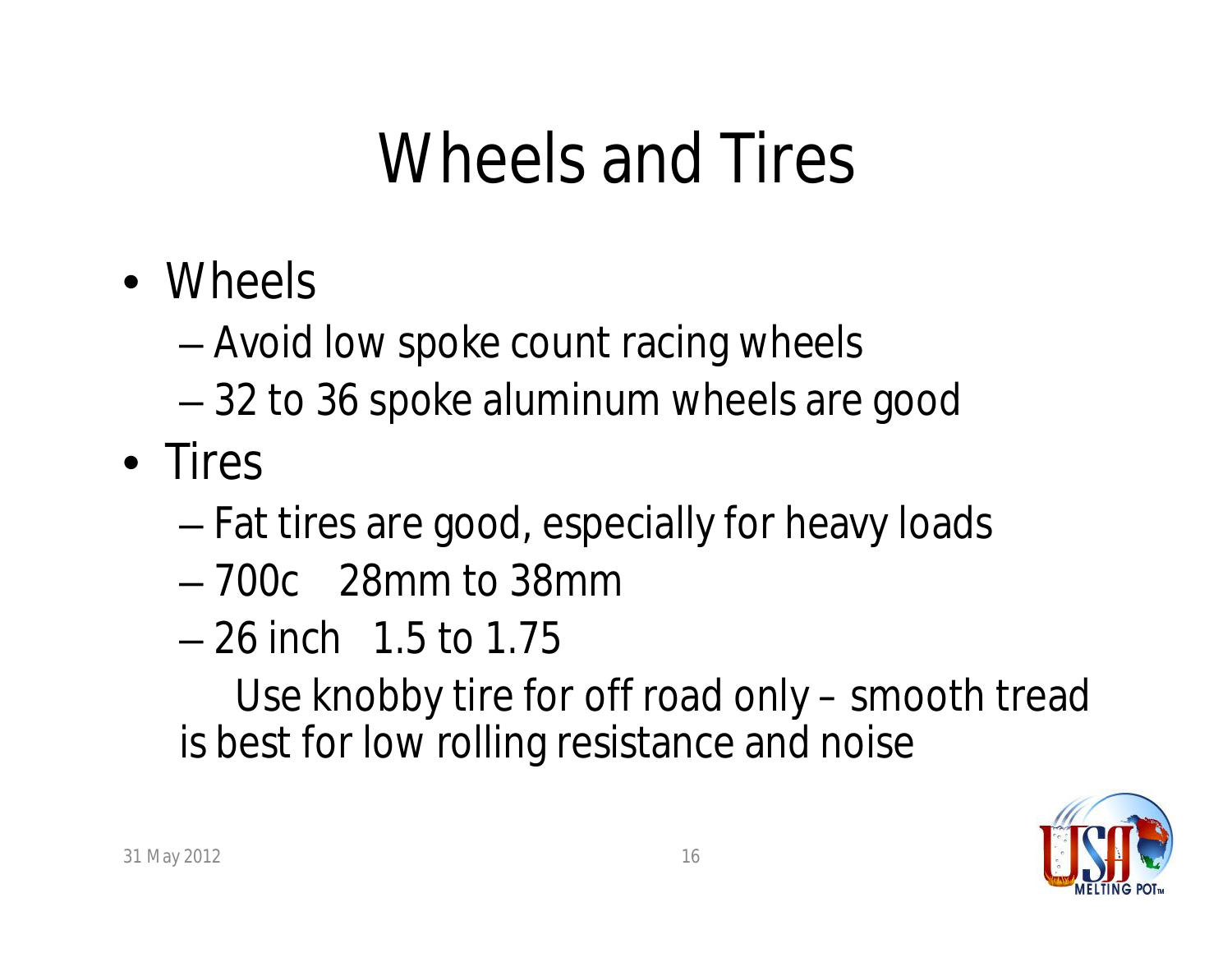# Wheels and Tires

- Wheels
  - Avoid low spoke count racing wheels
  - 32 to 36 spoke aluminum wheels are good
- Tires
  - Fat tires are good, especially for heavy loads
  - 700c 28mm to 38mm
  - 26 inch 1.5 to 1.75

  Use knobby tire for off road only – smooth tread is best for low rolling resistance and noise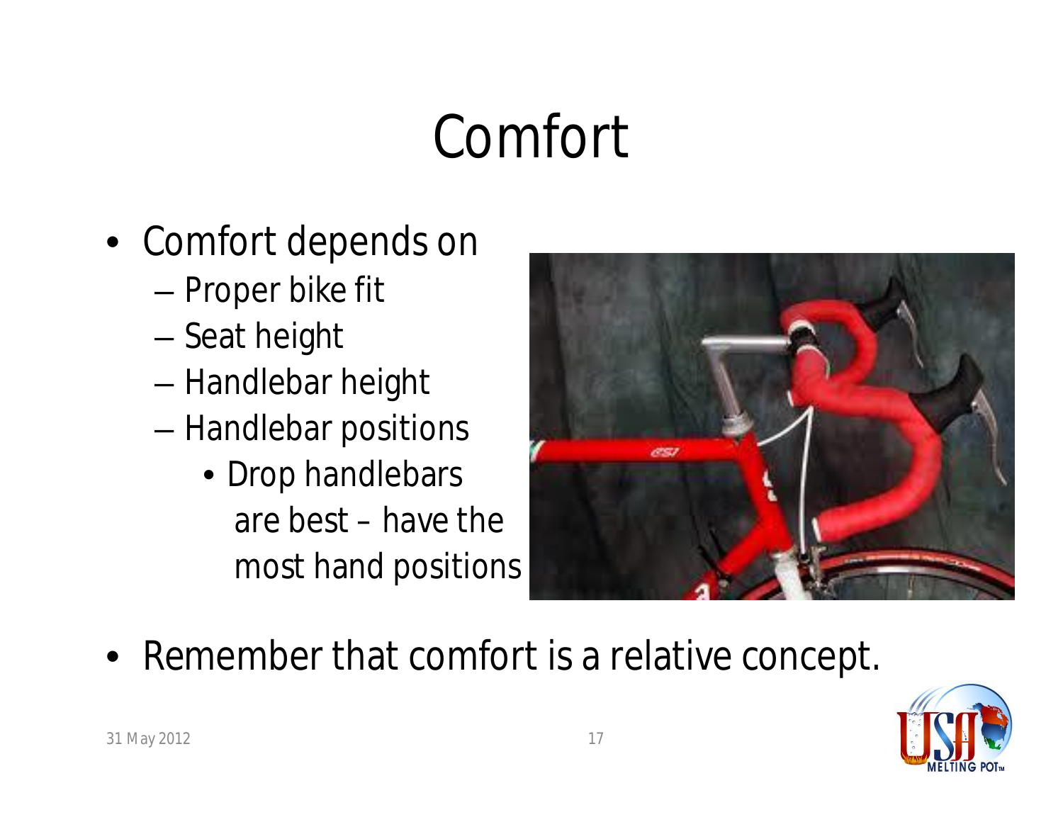# Comfort

- Comfort depends on
  - Proper bike fit
  - Seat height
  - Handlebar height
  - Handlebar positions
    - Drop handlebars are best – have the most hand positions
- Remember that comfort is a relative concept.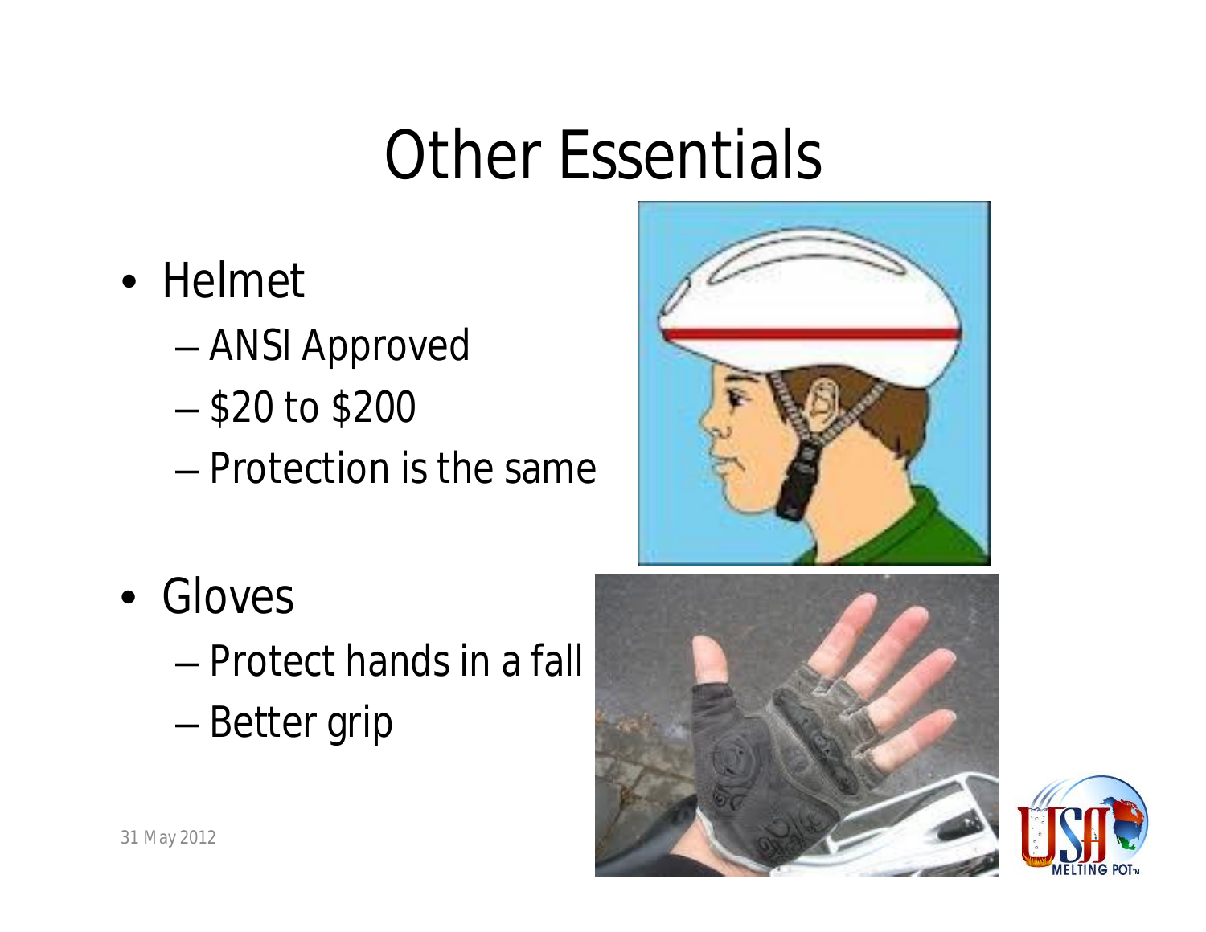# Other Essentials

- Helmet
  - ANSI Approved
  - $20 to $200
  - Protection is the same
- Gloves
  - Protect hands in a fall
  - Better grip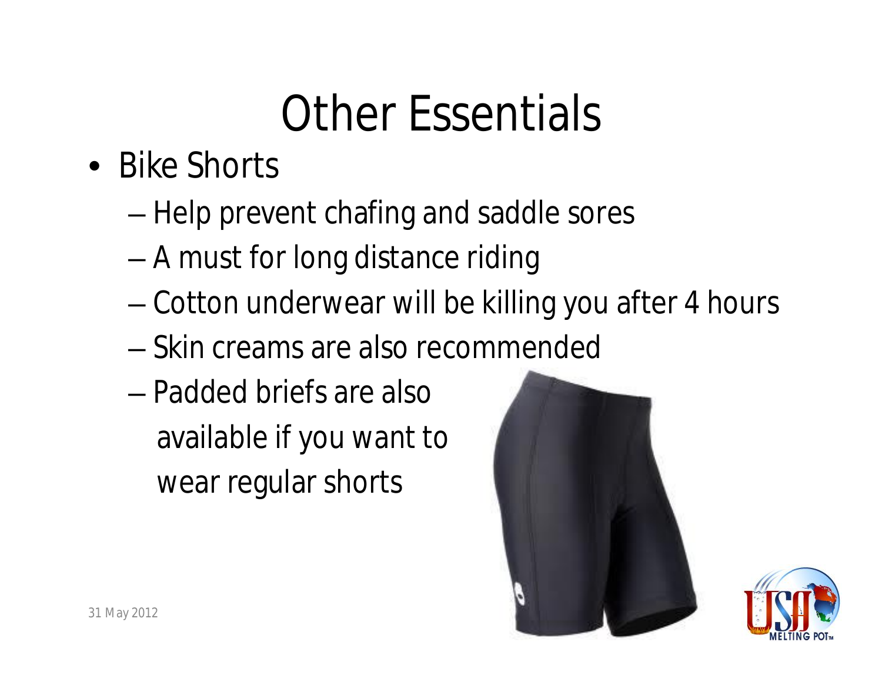# Other Essentials

- Bike Shorts
  - Help prevent chafing and saddle sores
  - A must for long distance riding
  - Cotton underwear will be killing you after 4 hours
  - Skin creams are also recommended
  - Padded briefs are also available if you want to wear regular shorts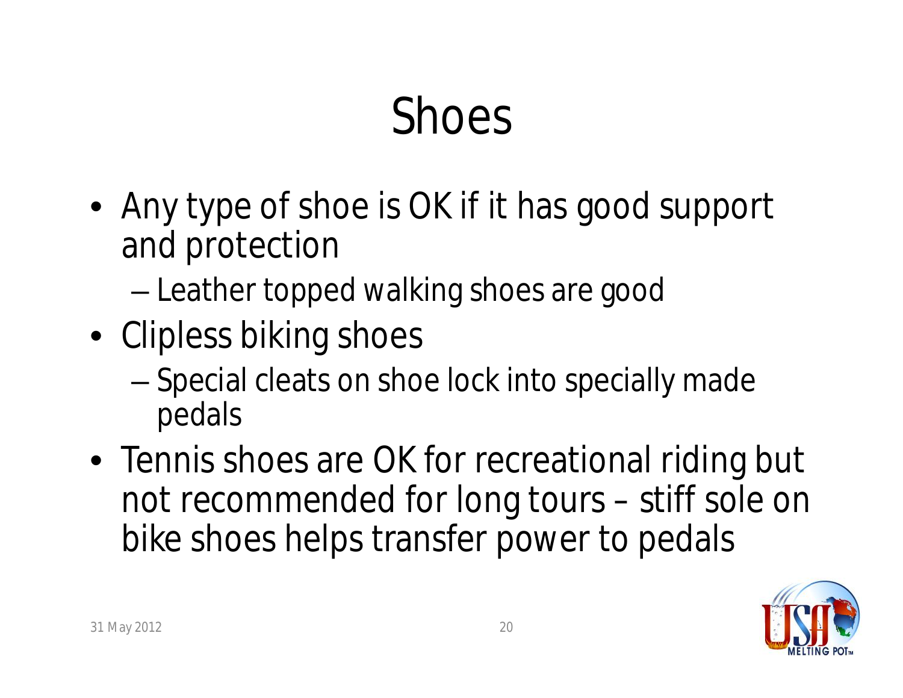# Shoes

- Any type of shoe is OK if it has good support and protection
  - Leather topped walking shoes are good
- Clipless biking shoes
  - Special cleats on shoe lock into specially made pedals
- Tennis shoes are OK for recreational riding but not recommended for long tours – stiff sole on bike shoes helps transfer power to pedals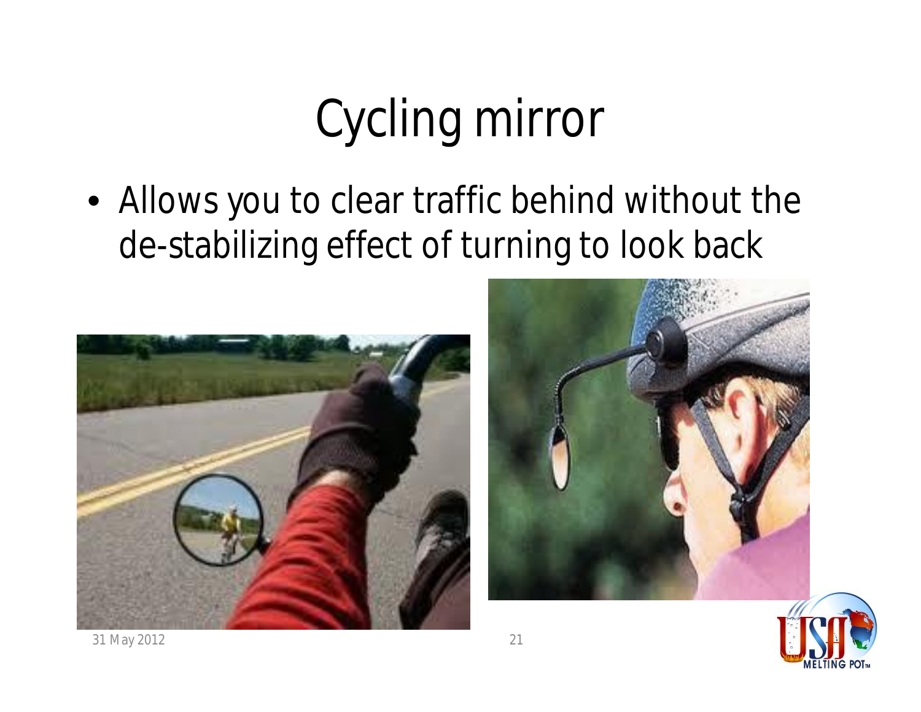# Cycling mirror

- Allows you to clear traffic behind without the de-stabilizing effect of turning to look back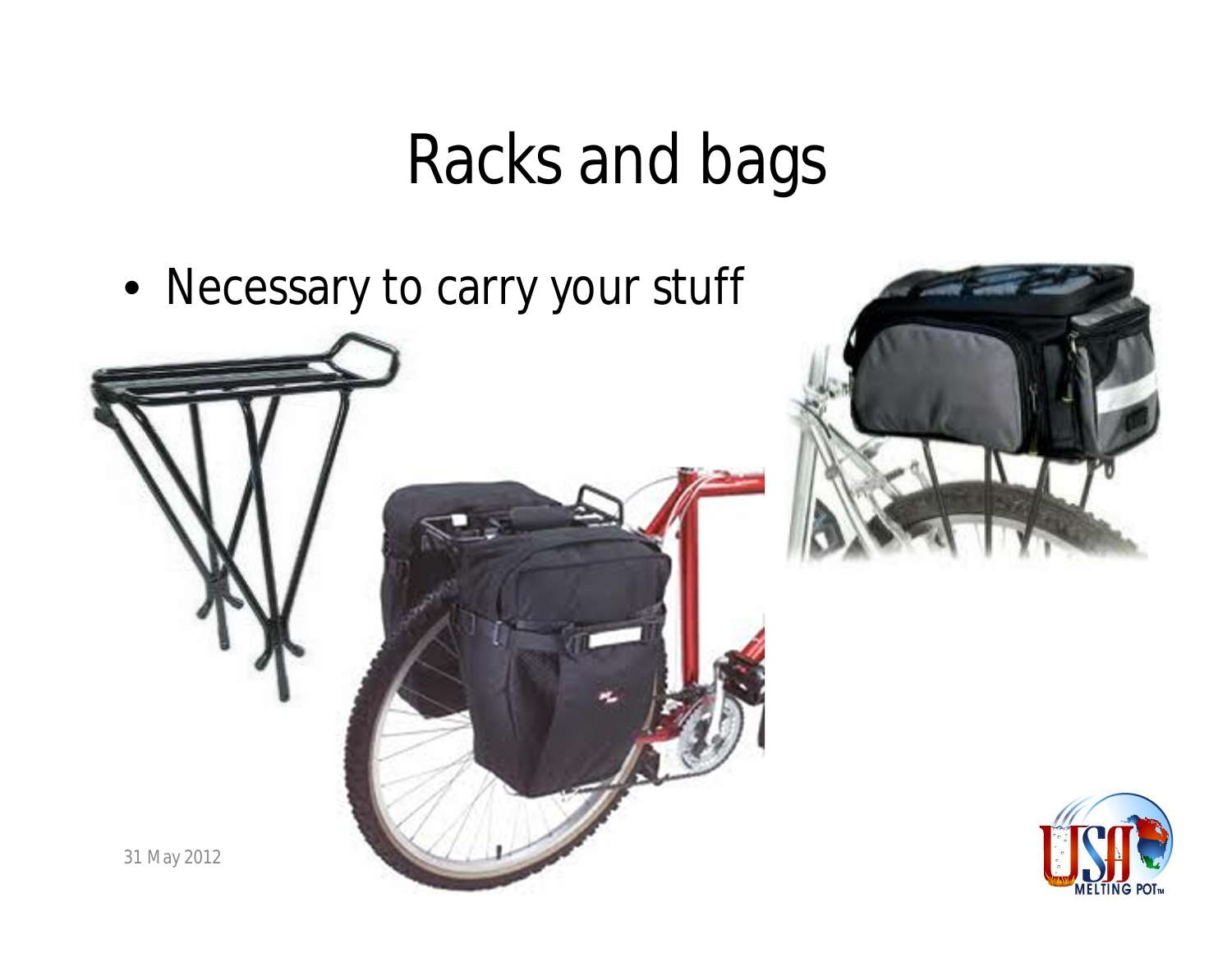# Racks and bags

- Necessary to carry your stuff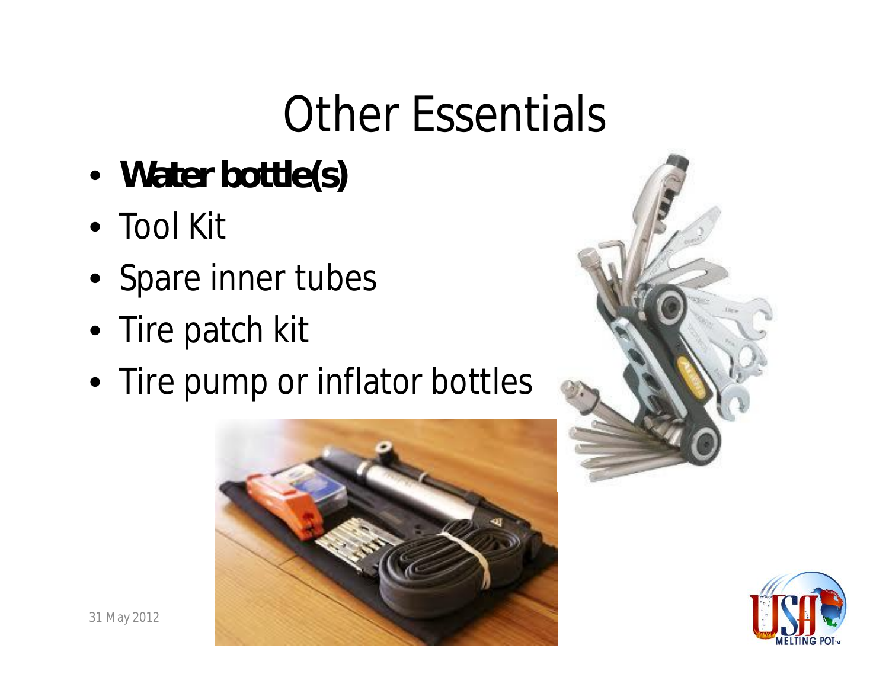# Other Essentials

- **Water bottle(s)**
- Tool Kit
- Spare inner tubes
- Tire patch kit
- Tire pump or inflator bottles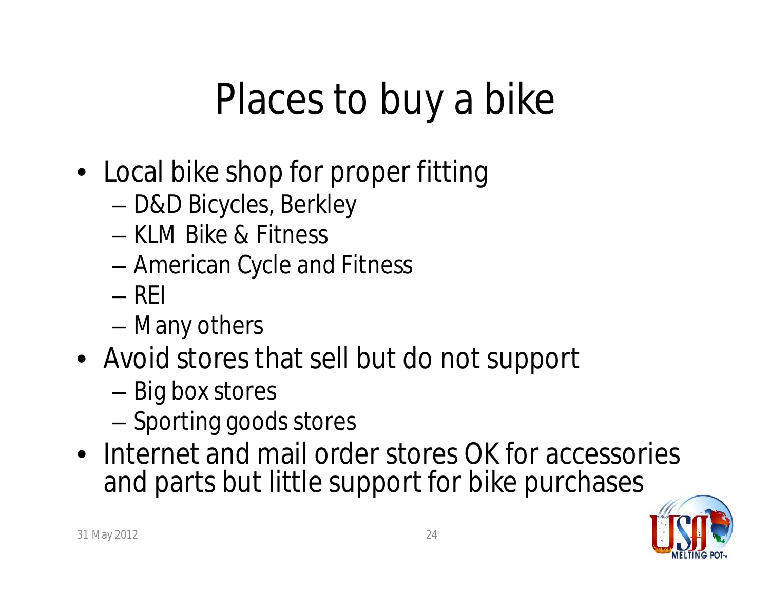# Places to buy a bike

- Local bike shop for proper fitting
  - D&D Bicycles, Berkley
  - KLM Bike & Fitness
  - American Cycle and Fitness
  - REI
  - Many others
- Avoid stores that sell but do not support
  - Big box stores
  - Sporting goods stores
- Internet and mail order stores OK for accessories and parts but little support for bike purchases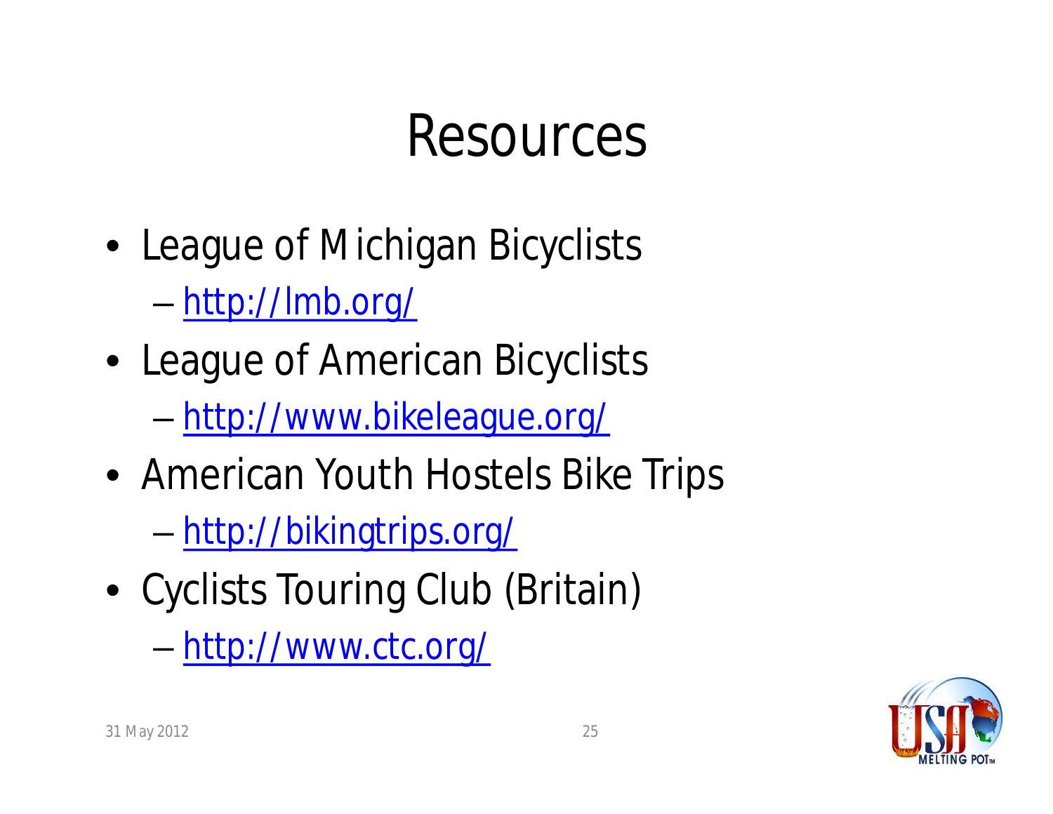# Resources

- League of Michigan Bicyclists
  - [http://lmb.org/](http://lmb.org/)
- League of American Bicyclists
  - [http://www.bikeleague.org/](http://www.bikeleague.org/)
- American Youth Hostels Bike Trips
  - [http://bikingtrips.org/](http://bikingtrips.org/)
- Cyclists Touring Club (Britain)
  - [http://www.ctc.org/](http://www.ctc.org/)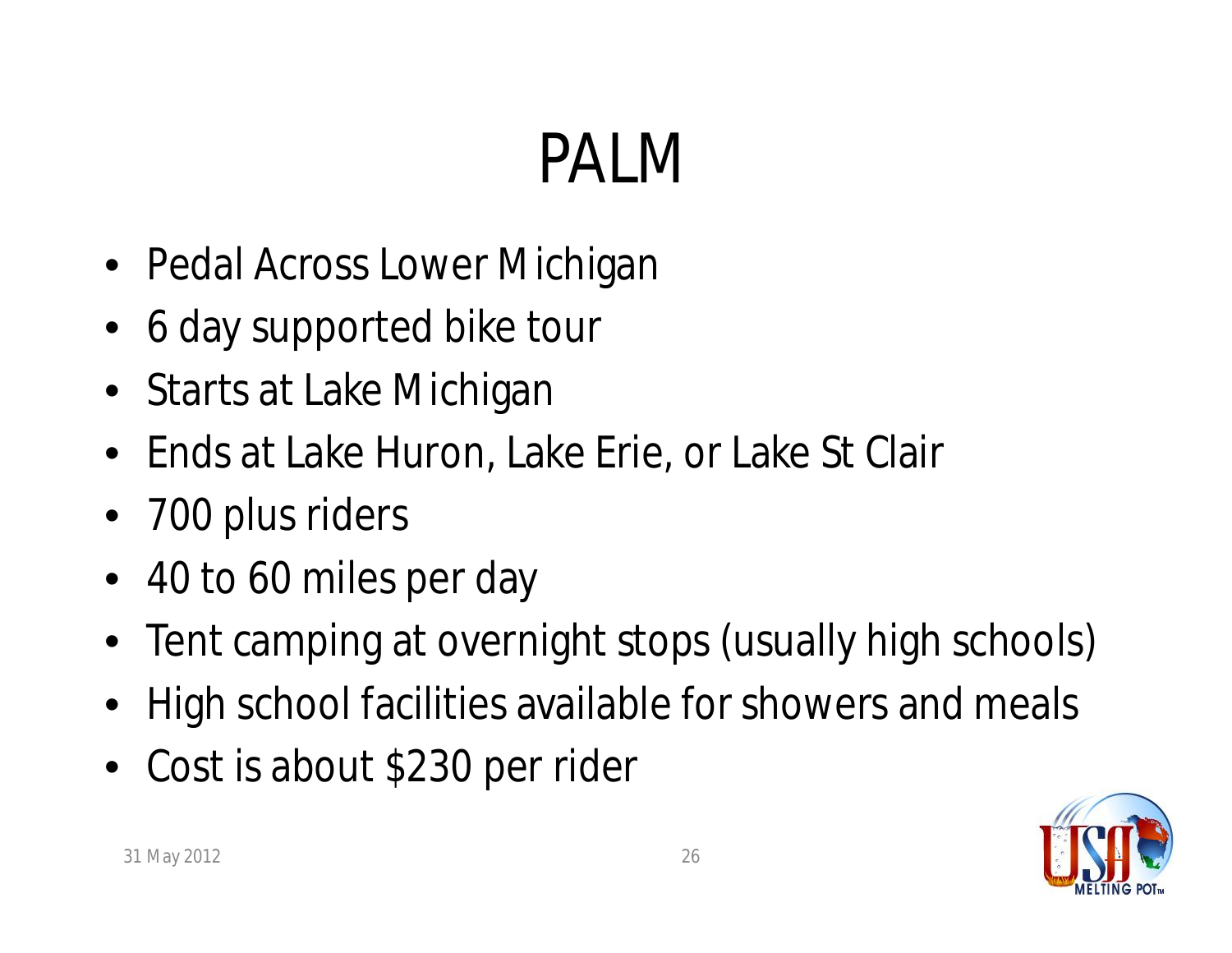# PALM

- Pedal Across Lower Michigan
- 6 day supported bike tour
- Starts at Lake Michigan
- Ends at Lake Huron, Lake Erie, or Lake St Clair
- 700 plus riders
- 40 to 60 miles per day
- Tent camping at overnight stops (usually high schools)
- High school facilities available for showers and meals
- Cost is about $230 per rider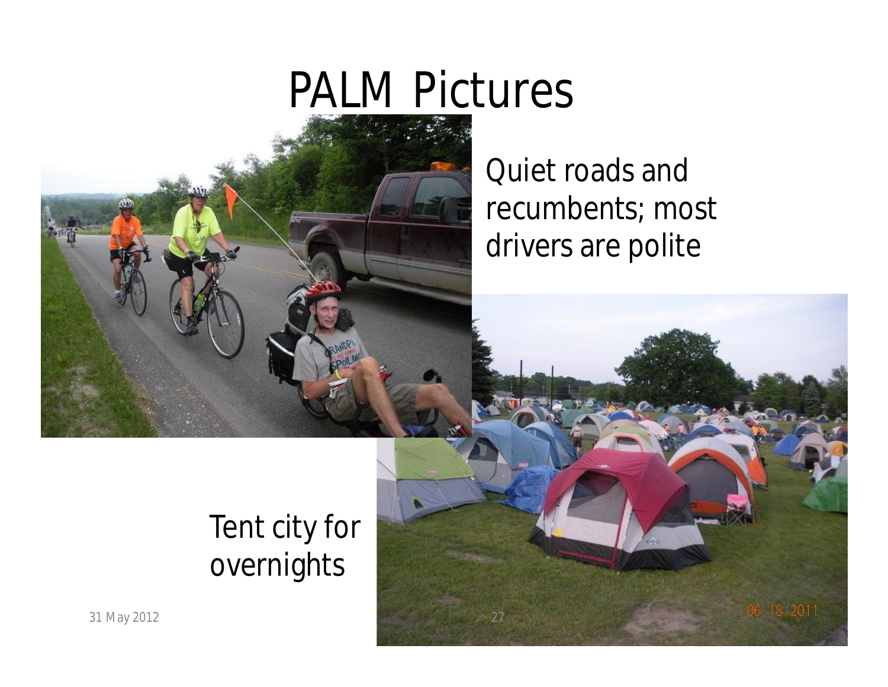# PALM Pictures

Quiet roads and recumbents; most drivers are polite

Tent city for overnights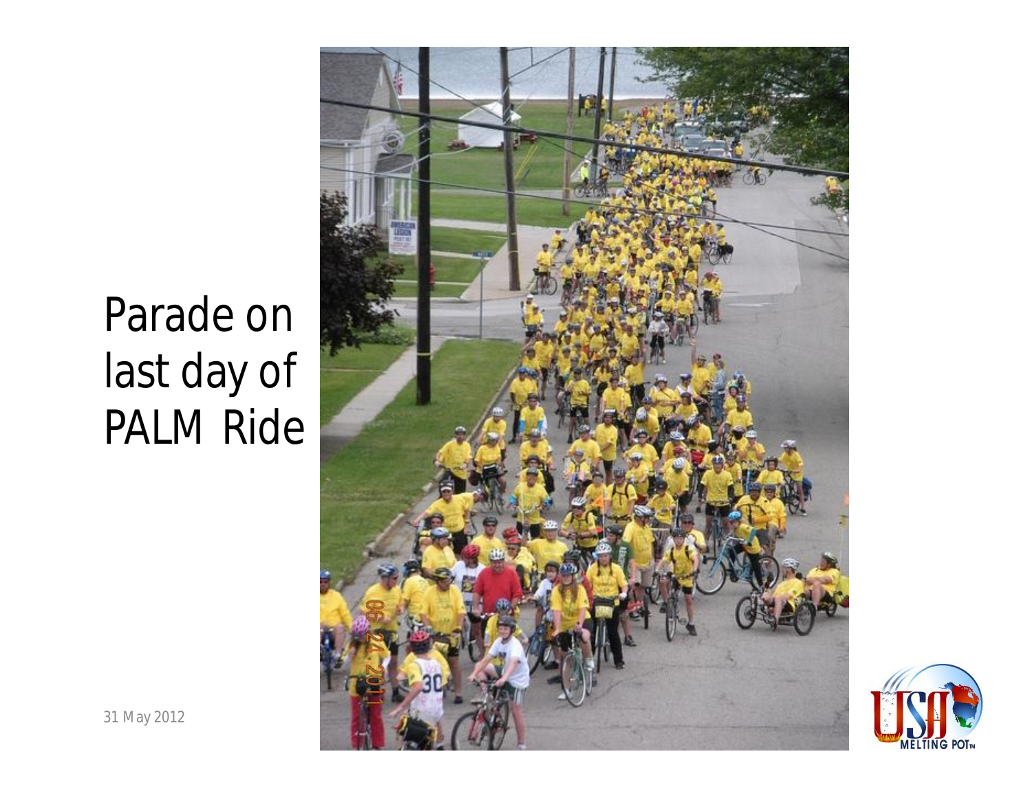# Parade on last day of PALM Ride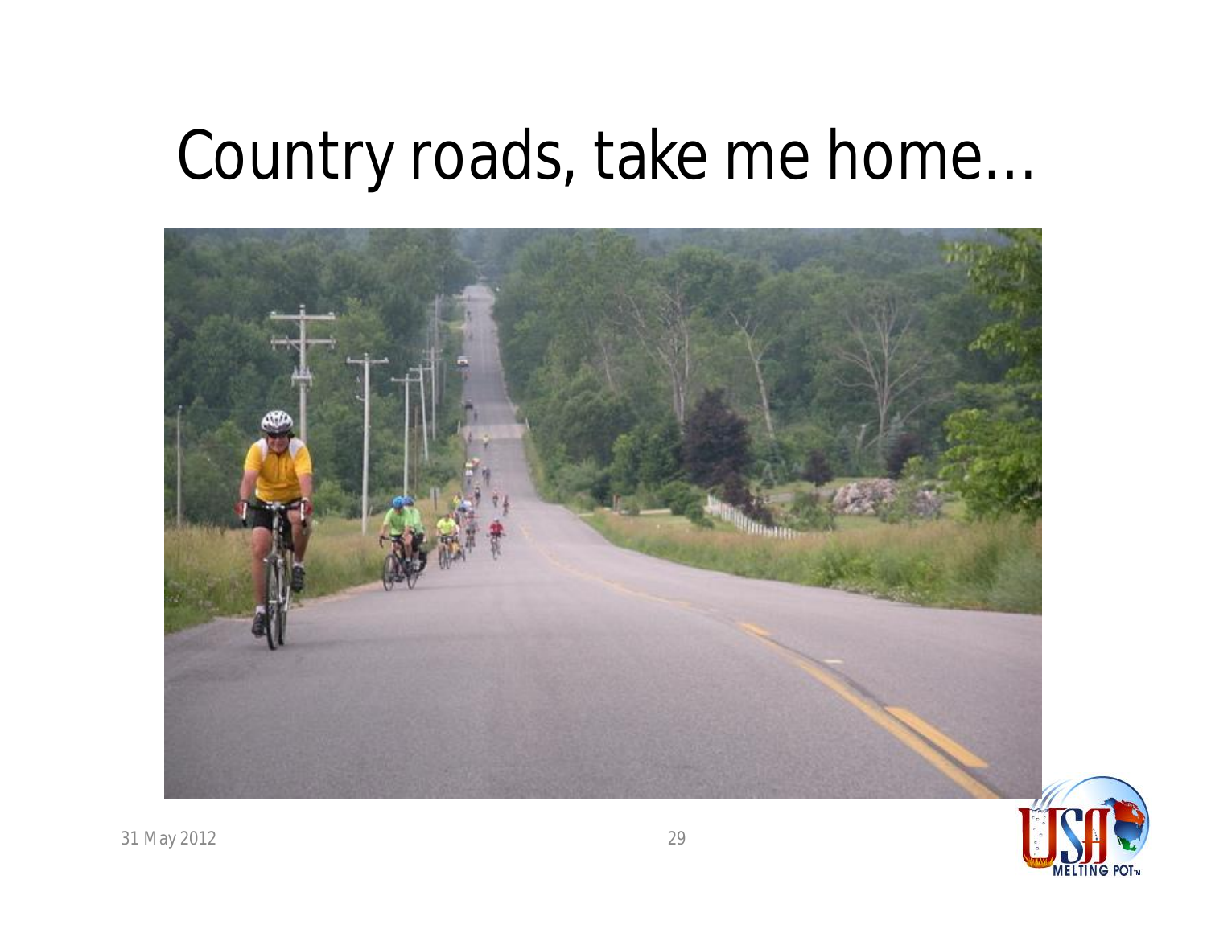# Country roads, take me home…